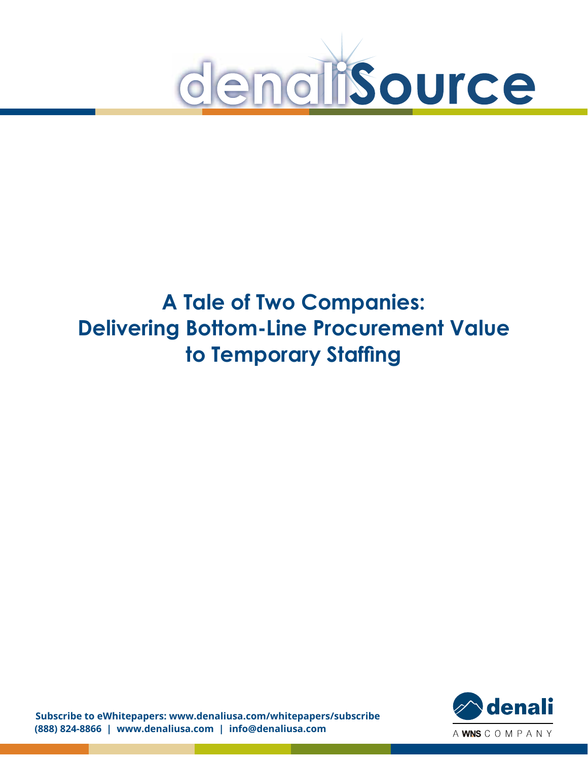denaliSource

# A Tale of Two Companies: Delivering Bottom-Line Procurement Value to Temporary Staffing

**Subscribe to eWhitepapers: www.denaliusa.com/whitepapers/subscribe**
**(888) 824-8866 | www.denaliusa.com | info@denaliusa.com**

denali
A WNS COMPANY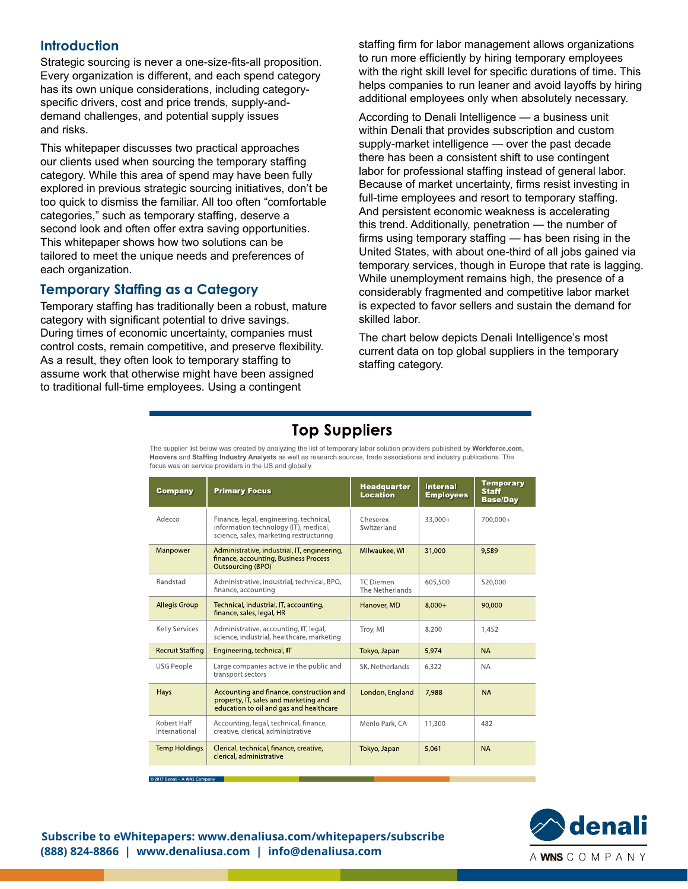## Introduction

Strategic sourcing is never a one-size-fits-all proposition. Every organization is different, and each spend category has its own unique considerations, including category-specific drivers, cost and price trends, supply-and-demand challenges, and potential supply issues and risks.

This whitepaper discusses two practical approaches our clients used when sourcing the temporary staffing category. While this area of spend may have been fully explored in previous strategic sourcing initiatives, don't be too quick to dismiss the familiar. All too often "comfortable categories," such as temporary staffing, deserve a second look and often offer extra saving opportunities. This whitepaper shows how two solutions can be tailored to meet the unique needs and preferences of each organization.

## Temporary Staffing as a Category

Temporary staffing has traditionally been a robust, mature category with significant potential to drive savings. During times of economic uncertainty, companies must control costs, remain competitive, and preserve flexibility. As a result, they often look to temporary staffing to assume work that otherwise might have been assigned to traditional full-time employees. Using a contingent staffing firm for labor management allows organizations to run more efficiently by hiring temporary employees with the right skill level for specific durations of time. This helps companies to run leaner and avoid layoffs by hiring additional employees only when absolutely necessary.

According to Denali Intelligence — a business unit within Denali that provides subscription and custom supply-market intelligence — over the past decade there has been a consistent shift to use contingent labor for professional staffing instead of general labor. Because of market uncertainty, firms resist investing in full-time employees and resort to temporary staffing. And persistent economic weakness is accelerating this trend. Additionally, penetration — the number of firms using temporary staffing — has been rising in the United States, with about one-third of all jobs gained via temporary services, though in Europe that rate is lagging. While unemployment remains high, the presence of a considerably fragmented and competitive labor market is expected to favor sellers and sustain the demand for skilled labor.

The chart below depicts Denali Intelligence's most current data on top global suppliers in the temporary staffing category.

### Top Suppliers

The supplier list below was created by analyzing the list of temporary labor solution providers published by **Workforce.com**, **Hoovers** and **Staffing Industry Analysts** as well as research sources, trade associations and industry publications. The focus was on service providers in the US and globally.

| Company | Primary Focus | Headquarter Location | Internal Employees | Temporary Staff Base/Day |
|---|---|---|---|---|
| Adecco | Finance, legal, engineering, technical, information technology (IT), medical, science, sales, marketing restructuring | Cheserex Switzerland | 33,000+ | 700,000+ |
| Manpower | Administrative, industrial, IT, engineering, finance, accounting, Business Process Outsourcing (BPO) | Milwaukee, WI | 31,000 | 9,589 |
| Randstad | Administrative, industrial, technical, BPO, finance, accounting | TC Diemen The Netherlands | 605,500 | 520,000 |
| Allegis Group | Technical, industrial, IT, accounting, finance, sales, legal, HR | Hanover, MD | 8,000+ | 90,000 |
| Kelly Services | Administrative, accounting, IT, legal, science, industrial, healthcare, marketing | Troy, MI | 8,200 | 1,452 |
| Recruit Staffing | Engineering, technical, IT | Tokyo, Japan | 5,974 | NA |
| USG People | Large companies active in the public and transport sectors | SK, Netherlands | 6,322 | NA |
| Hays | Accounting and finance, construction and property, IT, sales and marketing and education to oil and gas and healthcare | London, England | 7,988 | NA |
| Robert Half International | Accounting, legal, technical, finance, creative, clerical, administrative | Menlo Park, CA | 11,300 | 482 |
| Temp Holdings | Clerical, technical, finance, creative, clerical, administrative | Tokyo, Japan | 5,061 | NA |

© 2017 Denali – A WNS Company

**Subscribe to eWhitepapers: www.denaliusa.com/whitepapers/subscribe**
**(888) 824-8866 | www.denaliusa.com | info@denaliusa.com**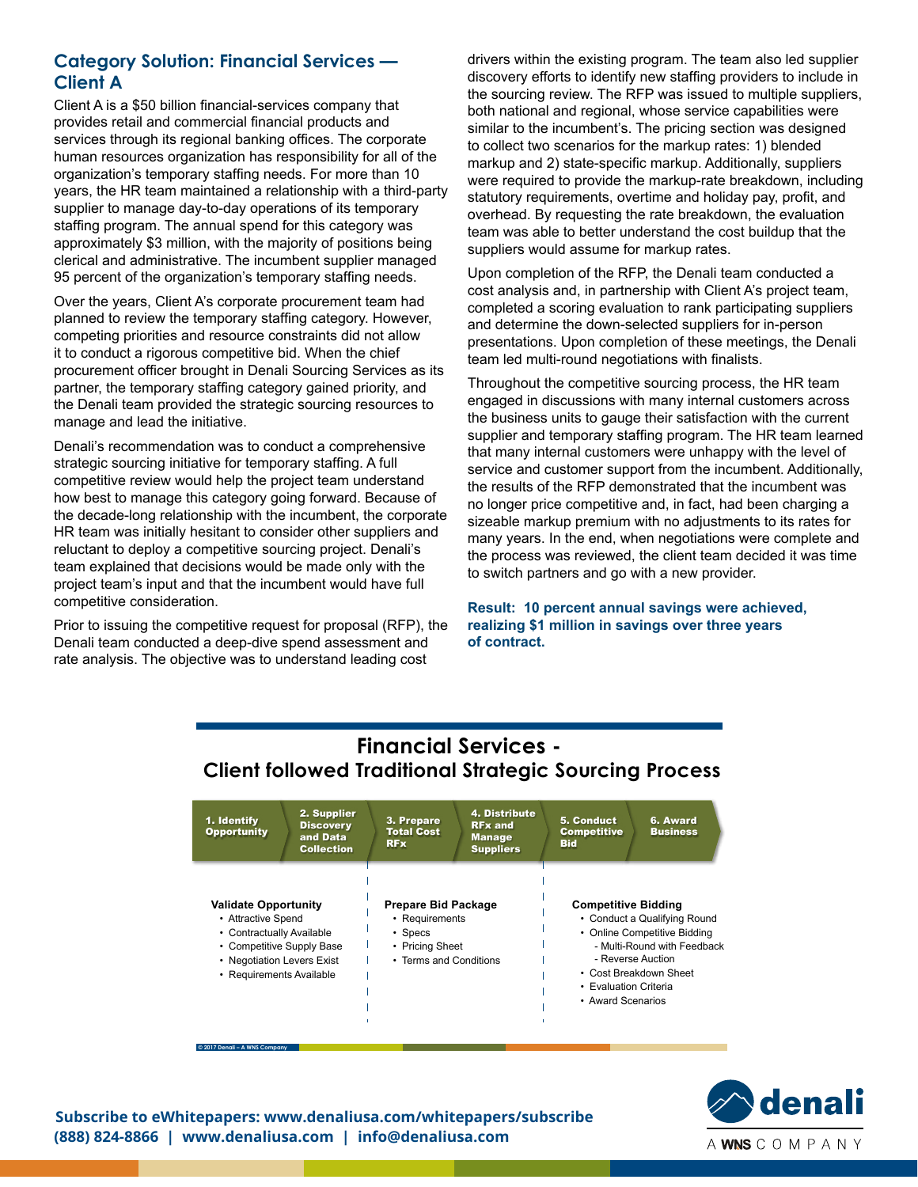## Category Solution: Financial Services — Client A

Client A is a $50 billion financial-services company that provides retail and commercial financial products and services through its regional banking offices. The corporate human resources organization has responsibility for all of the organization's temporary staffing needs. For more than 10 years, the HR team maintained a relationship with a third-party supplier to manage day-to-day operations of its temporary staffing program. The annual spend for this category was approximately $3 million, with the majority of positions being clerical and administrative. The incumbent supplier managed 95 percent of the organization's temporary staffing needs.

Over the years, Client A's corporate procurement team had planned to review the temporary staffing category. However, competing priorities and resource constraints did not allow it to conduct a rigorous competitive bid. When the chief procurement officer brought in Denali Sourcing Services as its partner, the temporary staffing category gained priority, and the Denali team provided the strategic sourcing resources to manage and lead the initiative.

Denali's recommendation was to conduct a comprehensive strategic sourcing initiative for temporary staffing. A full competitive review would help the project team understand how best to manage this category going forward. Because of the decade-long relationship with the incumbent, the corporate HR team was initially hesitant to consider other suppliers and reluctant to deploy a competitive sourcing project. Denali's team explained that decisions would be made only with the project team's input and that the incumbent would have full competitive consideration.

Prior to issuing the competitive request for proposal (RFP), the Denali team conducted a deep-dive spend assessment and rate analysis. The objective was to understand leading cost drivers within the existing program. The team also led supplier discovery efforts to identify new staffing providers to include in the sourcing review. The RFP was issued to multiple suppliers, both national and regional, whose service capabilities were similar to the incumbent's. The pricing section was designed to collect two scenarios for the markup rates: 1) blended markup and 2) state-specific markup. Additionally, suppliers were required to provide the markup-rate breakdown, including statutory requirements, overtime and holiday pay, profit, and overhead. By requesting the rate breakdown, the evaluation team was able to better understand the cost buildup that the suppliers would assume for markup rates.

Upon completion of the RFP, the Denali team conducted a cost analysis and, in partnership with Client A's project team, completed a scoring evaluation to rank participating suppliers and determine the down-selected suppliers for in-person presentations. Upon completion of these meetings, the Denali team led multi-round negotiations with finalists.

Throughout the competitive sourcing process, the HR team engaged in discussions with many internal customers across the business units to gauge their satisfaction with the current supplier and temporary staffing program. The HR team learned that many internal customers were unhappy with the level of service and customer support from the incumbent. Additionally, the results of the RFP demonstrated that the incumbent was no longer price competitive and, in fact, had been charging a sizeable markup premium with no adjustments to its rates for many years. In the end, when negotiations were complete and the process was reviewed, the client team decided it was time to switch partners and go with a new provider.

**Result: 10 percent annual savings were achieved, realizing $1 million in savings over three years of contract.**

### Financial Services - Client followed Traditional Strategic Sourcing Process

1. Identify Opportunity
2. Supplier Discovery and Data Collection
3. Prepare Total Cost RFx
4. Distribute RFx and Manage Suppliers
5. Conduct Competitive Bid
6. Award Business

**Validate Opportunity**
- Attractive Spend
- Contractually Available
- Competitive Supply Base
- Negotiation Levers Exist
- Requirements Available

**Prepare Bid Package**
- Requirements
- Specs
- Pricing Sheet
- Terms and Conditions

**Competitive Bidding**
- Conduct a Qualifying Round
- Online Competitive Bidding
  - Multi-Round with Feedback
  - Reverse Auction
- Cost Breakdown Sheet
- Evaluation Criteria
- Award Scenarios

© 2017 Denali – A WNS Company

**Subscribe to eWhitepapers: www.denaliusa.com/whitepapers/subscribe**
**(888) 824-8866 | www.denaliusa.com | info@denaliusa.com**

denali A WNS COMPANY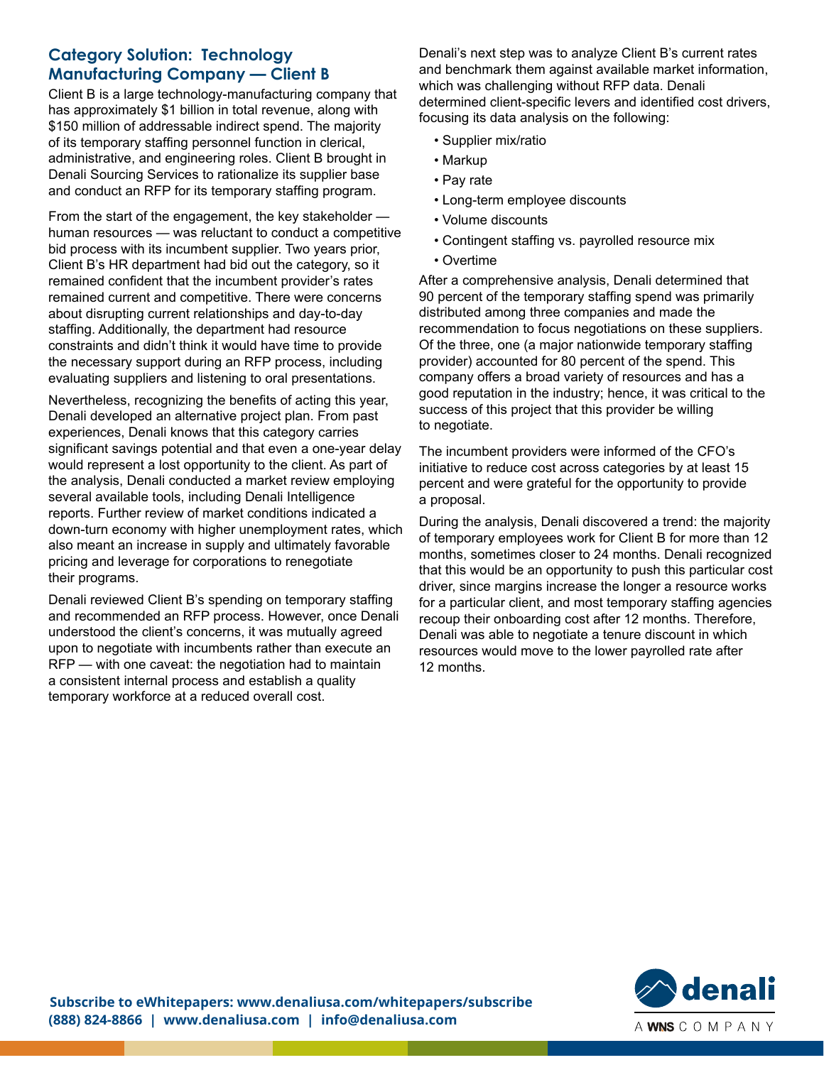## Category Solution: Technology Manufacturing Company — Client B

Client B is a large technology-manufacturing company that has approximately $1 billion in total revenue, along with $150 million of addressable indirect spend. The majority of its temporary staffing personnel function in clerical, administrative, and engineering roles. Client B brought in Denali Sourcing Services to rationalize its supplier base and conduct an RFP for its temporary staffing program.

From the start of the engagement, the key stakeholder — human resources — was reluctant to conduct a competitive bid process with its incumbent supplier. Two years prior, Client B's HR department had bid out the category, so it remained confident that the incumbent provider's rates remained current and competitive. There were concerns about disrupting current relationships and day-to-day staffing. Additionally, the department had resource constraints and didn't think it would have time to provide the necessary support during an RFP process, including evaluating suppliers and listening to oral presentations.

Nevertheless, recognizing the benefits of acting this year, Denali developed an alternative project plan. From past experiences, Denali knows that this category carries significant savings potential and that even a one-year delay would represent a lost opportunity to the client. As part of the analysis, Denali conducted a market review employing several available tools, including Denali Intelligence reports. Further review of market conditions indicated a down-turn economy with higher unemployment rates, which also meant an increase in supply and ultimately favorable pricing and leverage for corporations to renegotiate their programs.

Denali reviewed Client B's spending on temporary staffing and recommended an RFP process. However, once Denali understood the client's concerns, it was mutually agreed upon to negotiate with incumbents rather than execute an RFP — with one caveat: the negotiation had to maintain a consistent internal process and establish a quality temporary workforce at a reduced overall cost.

Denali's next step was to analyze Client B's current rates and benchmark them against available market information, which was challenging without RFP data. Denali determined client-specific levers and identified cost drivers, focusing its data analysis on the following:

- Supplier mix/ratio
- Markup
- Pay rate
- Long-term employee discounts
- Volume discounts
- Contingent staffing vs. payrolled resource mix
- Overtime

After a comprehensive analysis, Denali determined that 90 percent of the temporary staffing spend was primarily distributed among three companies and made the recommendation to focus negotiations on these suppliers. Of the three, one (a major nationwide temporary staffing provider) accounted for 80 percent of the spend. This company offers a broad variety of resources and has a good reputation in the industry; hence, it was critical to the success of this project that this provider be willing to negotiate.

The incumbent providers were informed of the CFO's initiative to reduce cost across categories by at least 15 percent and were grateful for the opportunity to provide a proposal.

During the analysis, Denali discovered a trend: the majority of temporary employees work for Client B for more than 12 months, sometimes closer to 24 months. Denali recognized that this would be an opportunity to push this particular cost driver, since margins increase the longer a resource works for a particular client, and most temporary staffing agencies recoup their onboarding cost after 12 months. Therefore, Denali was able to negotiate a tenure discount in which resources would move to the lower payrolled rate after 12 months.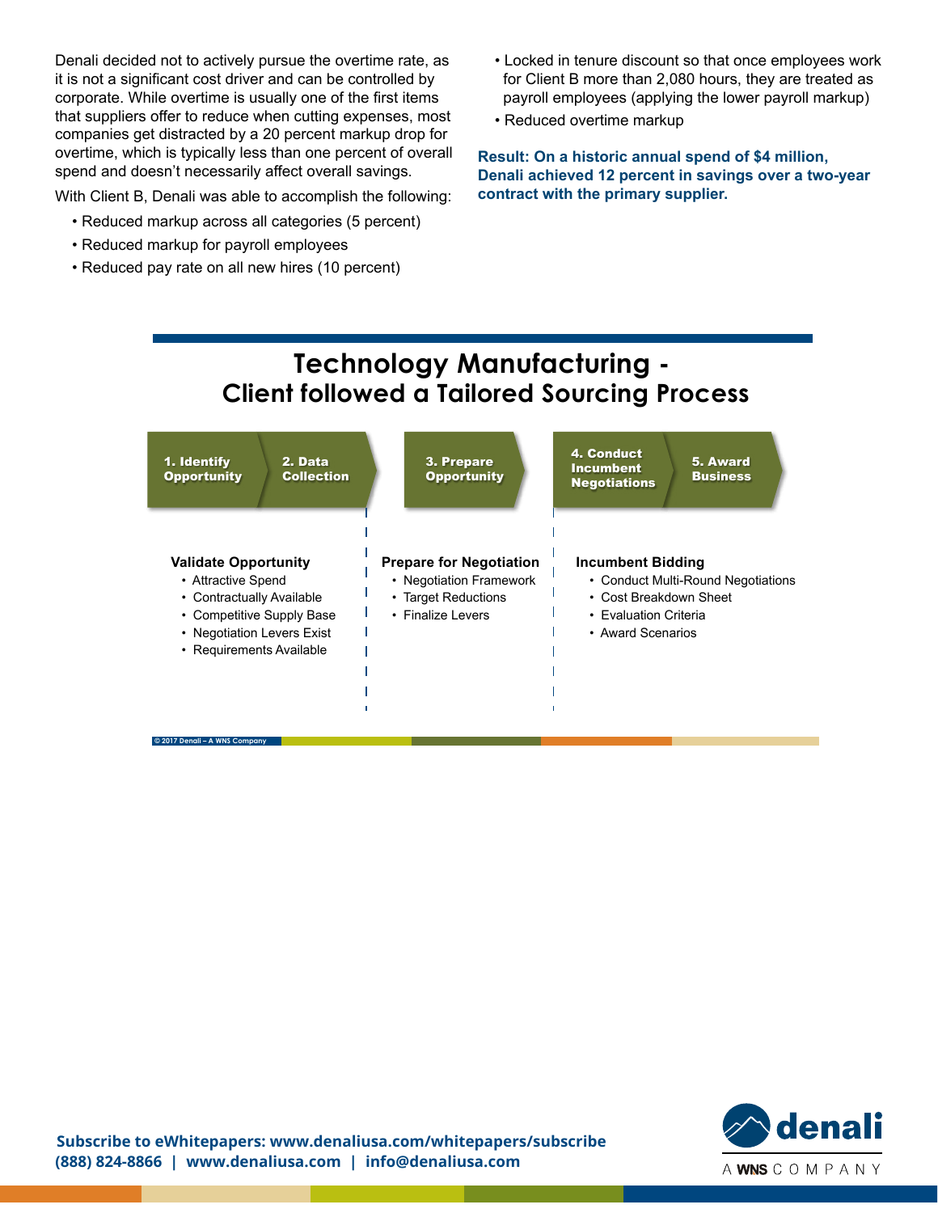Denali decided not to actively pursue the overtime rate, as it is not a significant cost driver and can be controlled by corporate. While overtime is usually one of the first items that suppliers offer to reduce when cutting expenses, most companies get distracted by a 20 percent markup drop for overtime, which is typically less than one percent of overall spend and doesn't necessarily affect overall savings.

With Client B, Denali was able to accomplish the following:

- Reduced markup across all categories (5 percent)
- Reduced markup for payroll employees
- Reduced pay rate on all new hires (10 percent)
- Locked in tenure discount so that once employees work for Client B more than 2,080 hours, they are treated as payroll employees (applying the lower payroll markup)
- Reduced overtime markup

**Result: On a historic annual spend of $4 million, Denali achieved 12 percent in savings over a two-year contract with the primary supplier.**

## Technology Manufacturing - Client followed a Tailored Sourcing Process

**1. Identify Opportunity** → **2. Data Collection** → **3. Prepare Opportunity** → **4. Conduct Incumbent Negotiations** → **5. Award Business**

**Validate Opportunity**

- Attractive Spend
- Contractually Available
- Competitive Supply Base
- Negotiation Levers Exist
- Requirements Available

**Prepare for Negotiation**

- Negotiation Framework
- Target Reductions
- Finalize Levers

**Incumbent Bidding**

- Conduct Multi-Round Negotiations
- Cost Breakdown Sheet
- Evaluation Criteria
- Award Scenarios

© 2017 Denali – A WNS Company

**Subscribe to eWhitepapers: www.denaliusa.com/whitepapers/subscribe**
**(888) 824-8866 | www.denaliusa.com | info@denaliusa.com**

denali A WNS COMPANY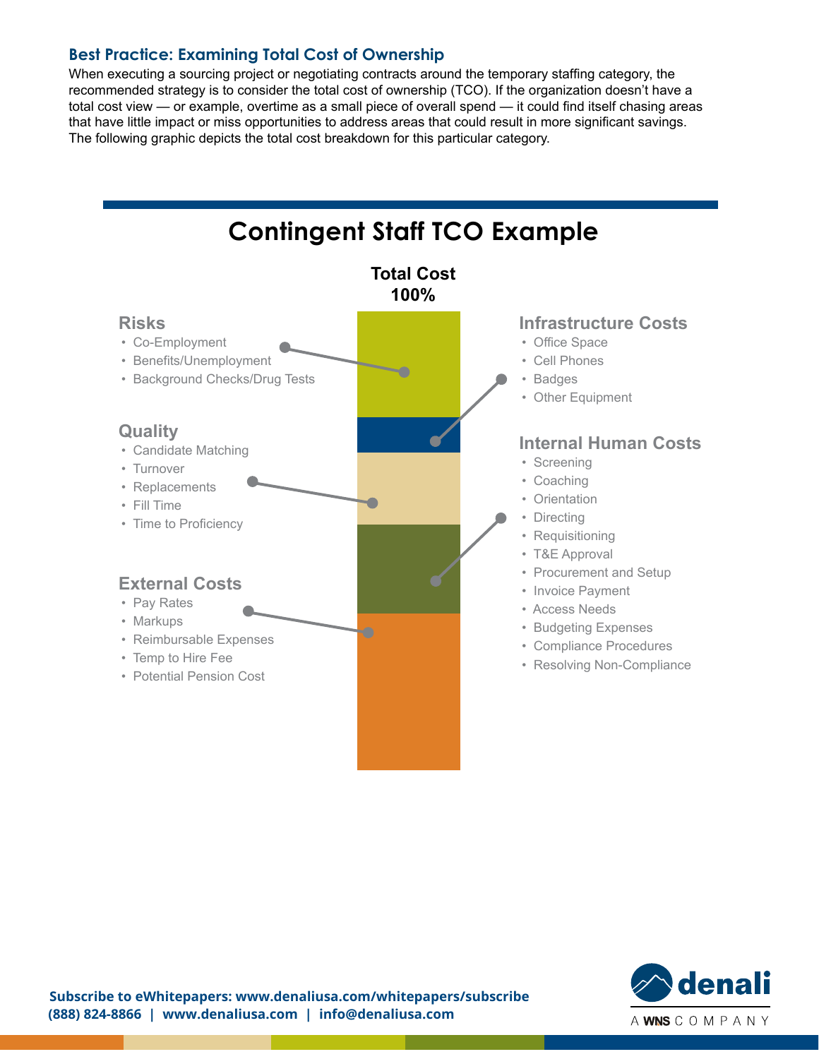## Best Practice: Examining Total Cost of Ownership

When executing a sourcing project or negotiating contracts around the temporary staffing category, the recommended strategy is to consider the total cost of ownership (TCO). If the organization doesn't have a total cost view — or example, overtime as a small piece of overall spend — it could find itself chasing areas that have little impact or miss opportunities to address areas that could result in more significant savings. The following graphic depicts the total cost breakdown for this particular category.

## Contingent Staff TCO Example

**Total Cost 100%**

### Risks
- Co-Employment
- Benefits/Unemployment
- Background Checks/Drug Tests

### Quality
- Candidate Matching
- Turnover
- Replacements
- Fill Time
- Time to Proficiency

### External Costs
- Pay Rates
- Markups
- Reimbursable Expenses
- Temp to Hire Fee
- Potential Pension Cost

### Infrastructure Costs
- Office Space
- Cell Phones
- Badges
- Other Equipment

### Internal Human Costs
- Screening
- Coaching
- Orientation
- Directing
- Requisitioning
- T&E Approval
- Procurement and Setup
- Invoice Payment
- Access Needs
- Budgeting Expenses
- Compliance Procedures
- Resolving Non-Compliance

**Subscribe to eWhitepapers: www.denaliusa.com/whitepapers/subscribe**
**(888) 824-8866 | www.denaliusa.com | info@denaliusa.com**

denali
A WNS COMPANY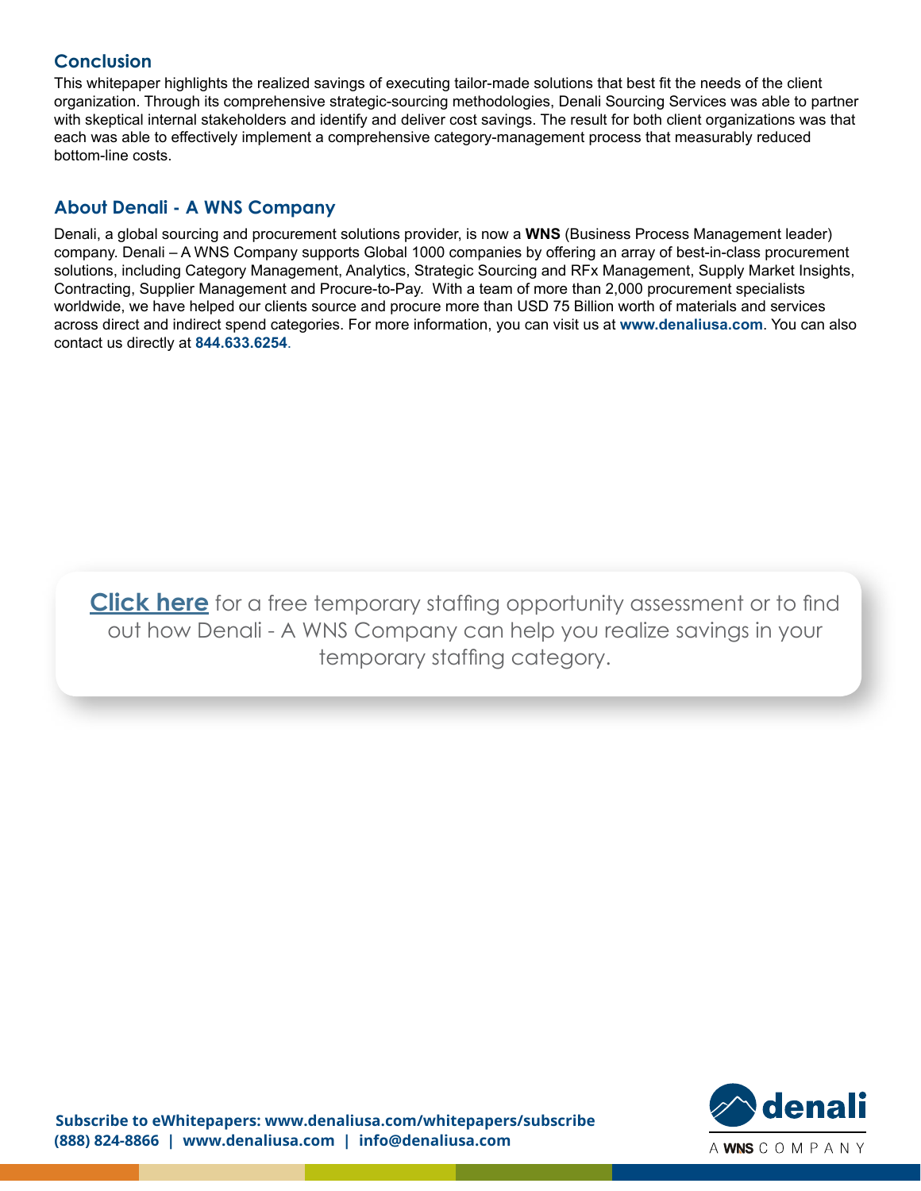## Conclusion

This whitepaper highlights the realized savings of executing tailor-made solutions that best fit the needs of the client organization. Through its comprehensive strategic-sourcing methodologies, Denali Sourcing Services was able to partner with skeptical internal stakeholders and identify and deliver cost savings. The result for both client organizations was that each was able to effectively implement a comprehensive category-management process that measurably reduced bottom-line costs.

## About Denali - A WNS Company

Denali, a global sourcing and procurement solutions provider, is now a **WNS** (Business Process Management leader) company. Denali – A WNS Company supports Global 1000 companies by offering an array of best-in-class procurement solutions, including Category Management, Analytics, Strategic Sourcing and RFx Management, Supply Market Insights, Contracting, Supplier Management and Procure-to-Pay. With a team of more than 2,000 procurement specialists worldwide, we have helped our clients source and procure more than USD 75 Billion worth of materials and services across direct and indirect spend categories. For more information, you can visit us at **www.denaliusa.com**. You can also contact us directly at **844.633.6254**.

**Click here** for a free temporary staffing opportunity assessment or to find out how Denali - A WNS Company can help you realize savings in your temporary staffing category.

**Subscribe to eWhitepapers: www.denaliusa.com/whitepapers/subscribe**
**(888) 824-8866 | www.denaliusa.com | info@denaliusa.com**

denali
A WNS COMPANY